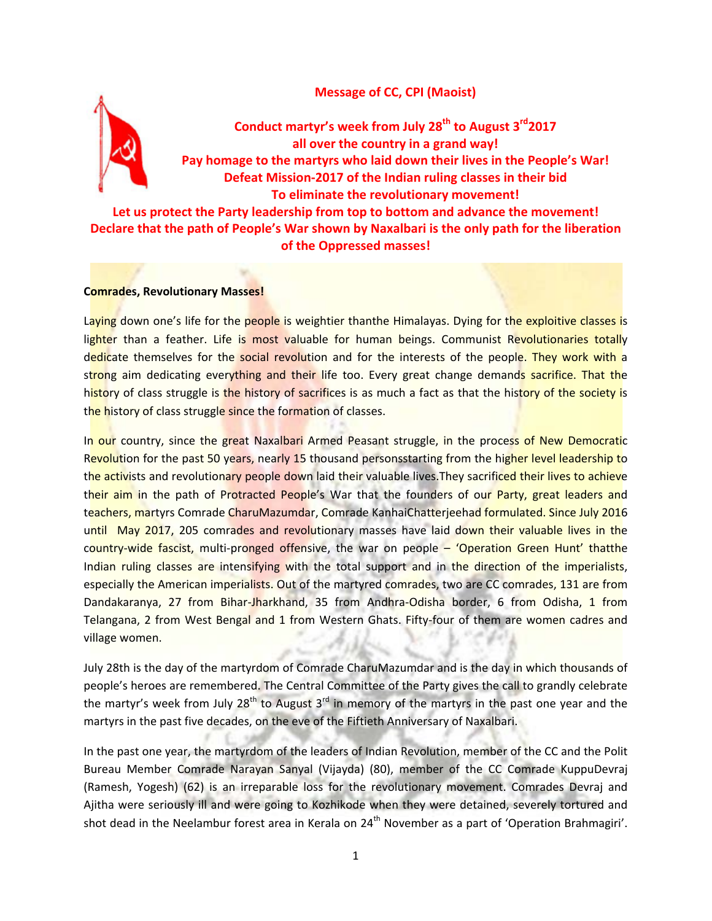# Message of CC, CPI (Maoist)

**Conduct martyr's week from July 28th to August 3rd 2017 all over the country in a grand way!**
**Pay homage to the martyrs who laid down their lives in the People's War!**
**Defeat Mission-2017 of the Indian ruling classes in their bid To eliminate the revolutionary movement!**
**Let us protect the Party leadership from top to bottom and advance the movement!**
**Declare that the path of People's War shown by Naxalbari is the only path for the liberation of the Oppressed masses!**

**Comrades, Revolutionary Masses!**

Laying down one's life for the people is weightier thanthe Himalayas. Dying for the exploitive classes is lighter than a feather. Life is most valuable for human beings. Communist Revolutionaries totally dedicate themselves for the social revolution and for the interests of the people. They work with a strong aim dedicating everything and their life too. Every great change demands sacrifice. That the history of class struggle is the history of sacrifices is as much a fact as that the history of the society is the history of class struggle since the formation of classes.

In our country, since the great Naxalbari Armed Peasant struggle, in the process of New Democratic Revolution for the past 50 years, nearly 15 thousand personsstarting from the higher level leadership to the activists and revolutionary people down laid their valuable lives.They sacrificed their lives to achieve their aim in the path of Protracted People's War that the founders of our Party, great leaders and teachers, martyrs Comrade CharuMazumdar, Comrade KanhaiChatterjeehad formulated. Since July 2016 until May 2017, 205 comrades and revolutionary masses have laid down their valuable lives in the country-wide fascist, multi-pronged offensive, the war on people – 'Operation Green Hunt' thatthe Indian ruling classes are intensifying with the total support and in the direction of the imperialists, especially the American imperialists. Out of the martyred comrades, two are CC comrades, 131 are from Dandakaranya, 27 from Bihar-Jharkhand, 35 from Andhra-Odisha border, 6 from Odisha, 1 from Telangana, 2 from West Bengal and 1 from Western Ghats. Fifty-four of them are women cadres and village women.

July 28th is the day of the martyrdom of Comrade CharuMazumdar and is the day in which thousands of people's heroes are remembered. The Central Committee of the Party gives the call to grandly celebrate the martyr's week from July 28th to August 3rd in memory of the martyrs in the past one year and the martyrs in the past five decades, on the eve of the Fiftieth Anniversary of Naxalbari.

In the past one year, the martyrdom of the leaders of Indian Revolution, member of the CC and the Polit Bureau Member Comrade Narayan Sanyal (Vijayda) (80), member of the CC Comrade KuppuDevraj (Ramesh, Yogesh) (62) is an irreparable loss for the revolutionary movement. Comrades Devraj and Ajitha were seriously ill and were going to Kozhikode when they were detained, severely tortured and shot dead in the Neelambur forest area in Kerala on 24th November as a part of 'Operation Brahmagiri'.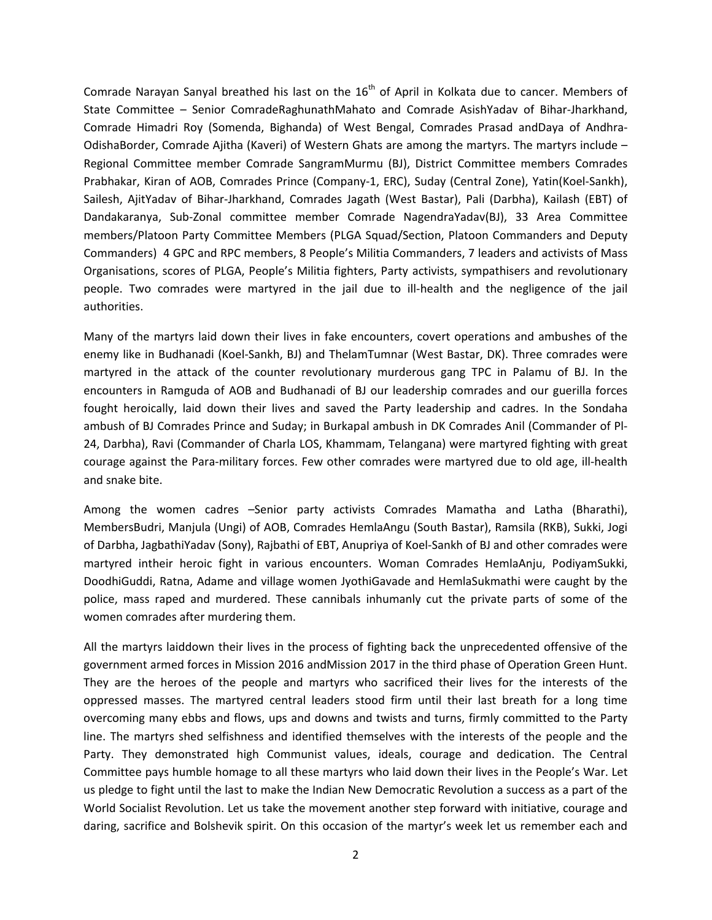Comrade Narayan Sanyal breathed his last on the 16th of April in Kolkata due to cancer. Members of State Committee – Senior ComradeRaghunathMahato and Comrade AsishYadav of Bihar-Jharkhand, Comrade Himadri Roy (Somenda, Bighanda) of West Bengal, Comrades Prasad andDaya of Andhra-OdishaBorder, Comrade Ajitha (Kaveri) of Western Ghats are among the martyrs. The martyrs include – Regional Committee member Comrade SangramMurmu (BJ), District Committee members Comrades Prabhakar, Kiran of AOB, Comrades Prince (Company-1, ERC), Suday (Central Zone), Yatin(Koel-Sankh), Sailesh, AjitYadav of Bihar-Jharkhand, Comrades Jagath (West Bastar), Pali (Darbha), Kailash (EBT) of Dandakaranya, Sub-Zonal committee member Comrade NagendraYadav(BJ), 33 Area Committee members/Platoon Party Committee Members (PLGA Squad/Section, Platoon Commanders and Deputy Commanders) 4 GPC and RPC members, 8 People's Militia Commanders, 7 leaders and activists of Mass Organisations, scores of PLGA, People's Militia fighters, Party activists, sympathisers and revolutionary people. Two comrades were martyred in the jail due to ill-health and the negligence of the jail authorities.

Many of the martyrs laid down their lives in fake encounters, covert operations and ambushes of the enemy like in Budhanadi (Koel-Sankh, BJ) and ThelamTumnar (West Bastar, DK). Three comrades were martyred in the attack of the counter revolutionary murderous gang TPC in Palamu of BJ. In the encounters in Ramguda of AOB and Budhanadi of BJ our leadership comrades and our guerilla forces fought heroically, laid down their lives and saved the Party leadership and cadres. In the Sondaha ambush of BJ Comrades Prince and Suday; in Burkapal ambush in DK Comrades Anil (Commander of Pl-24, Darbha), Ravi (Commander of Charla LOS, Khammam, Telangana) were martyred fighting with great courage against the Para-military forces. Few other comrades were martyred due to old age, ill-health and snake bite.

Among the women cadres –Senior party activists Comrades Mamatha and Latha (Bharathi), MembersBudri, Manjula (Ungi) of AOB, Comrades HemlaAngu (South Bastar), Ramsila (RKB), Sukki, Jogi of Darbha, JagbathiYadav (Sony), Rajbathi of EBT, Anupriya of Koel-Sankh of BJ and other comrades were martyred intheir heroic fight in various encounters. Woman Comrades HemlaAnju, PodiyamSukki, DoodhiGuddi, Ratna, Adame and village women JyothiGavade and HemlaSukmathi were caught by the police, mass raped and murdered. These cannibals inhumanly cut the private parts of some of the women comrades after murdering them.

All the martyrs laiddown their lives in the process of fighting back the unprecedented offensive of the government armed forces in Mission 2016 andMission 2017 in the third phase of Operation Green Hunt. They are the heroes of the people and martyrs who sacrificed their lives for the interests of the oppressed masses. The martyred central leaders stood firm until their last breath for a long time overcoming many ebbs and flows, ups and downs and twists and turns, firmly committed to the Party line. The martyrs shed selfishness and identified themselves with the interests of the people and the Party. They demonstrated high Communist values, ideals, courage and dedication. The Central Committee pays humble homage to all these martyrs who laid down their lives in the People's War. Let us pledge to fight until the last to make the Indian New Democratic Revolution a success as a part of the World Socialist Revolution. Let us take the movement another step forward with initiative, courage and daring, sacrifice and Bolshevik spirit. On this occasion of the martyr's week let us remember each and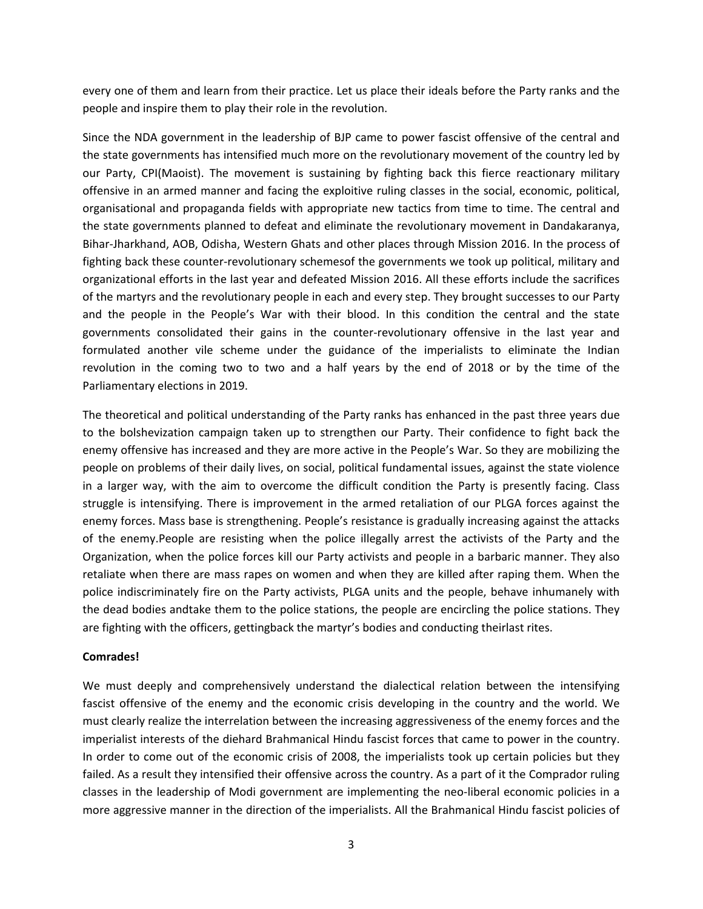every one of them and learn from their practice. Let us place their ideals before the Party ranks and the people and inspire them to play their role in the revolution.

Since the NDA government in the leadership of BJP came to power fascist offensive of the central and the state governments has intensified much more on the revolutionary movement of the country led by our Party, CPI(Maoist). The movement is sustaining by fighting back this fierce reactionary military offensive in an armed manner and facing the exploitive ruling classes in the social, economic, political, organisational and propaganda fields with appropriate new tactics from time to time. The central and the state governments planned to defeat and eliminate the revolutionary movement in Dandakaranya, Bihar-Jharkhand, AOB, Odisha, Western Ghats and other places through Mission 2016. In the process of fighting back these counter-revolutionary schemesof the governments we took up political, military and organizational efforts in the last year and defeated Mission 2016. All these efforts include the sacrifices of the martyrs and the revolutionary people in each and every step. They brought successes to our Party and the people in the People's War with their blood. In this condition the central and the state governments consolidated their gains in the counter-revolutionary offensive in the last year and formulated another vile scheme under the guidance of the imperialists to eliminate the Indian revolution in the coming two to two and a half years by the end of 2018 or by the time of the Parliamentary elections in 2019.

The theoretical and political understanding of the Party ranks has enhanced in the past three years due to the bolshevization campaign taken up to strengthen our Party. Their confidence to fight back the enemy offensive has increased and they are more active in the People's War. So they are mobilizing the people on problems of their daily lives, on social, political fundamental issues, against the state violence in a larger way, with the aim to overcome the difficult condition the Party is presently facing. Class struggle is intensifying. There is improvement in the armed retaliation of our PLGA forces against the enemy forces. Mass base is strengthening. People's resistance is gradually increasing against the attacks of the enemy.People are resisting when the police illegally arrest the activists of the Party and the Organization, when the police forces kill our Party activists and people in a barbaric manner. They also retaliate when there are mass rapes on women and when they are killed after raping them. When the police indiscriminately fire on the Party activists, PLGA units and the people, behave inhumanely with the dead bodies andtake them to the police stations, the people are encircling the police stations. They are fighting with the officers, gettingback the martyr's bodies and conducting theirlast rites.

**Comrades!**

We must deeply and comprehensively understand the dialectical relation between the intensifying fascist offensive of the enemy and the economic crisis developing in the country and the world. We must clearly realize the interrelation between the increasing aggressiveness of the enemy forces and the imperialist interests of the diehard Brahmanical Hindu fascist forces that came to power in the country. In order to come out of the economic crisis of 2008, the imperialists took up certain policies but they failed. As a result they intensified their offensive across the country. As a part of it the Comprador ruling classes in the leadership of Modi government are implementing the neo-liberal economic policies in a more aggressive manner in the direction of the imperialists. All the Brahmanical Hindu fascist policies of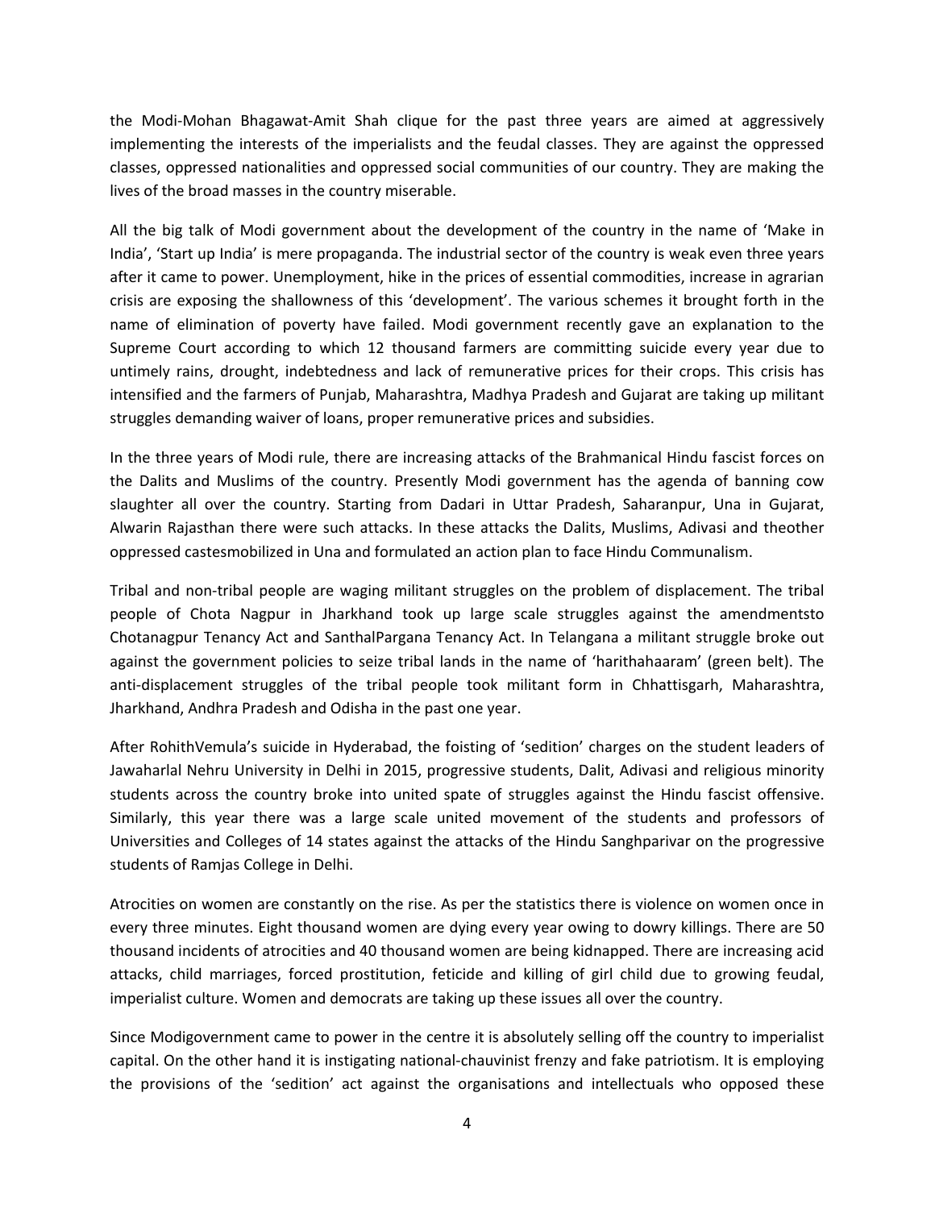the Modi-Mohan Bhagawat-Amit Shah clique for the past three years are aimed at aggressively implementing the interests of the imperialists and the feudal classes. They are against the oppressed classes, oppressed nationalities and oppressed social communities of our country. They are making the lives of the broad masses in the country miserable.

All the big talk of Modi government about the development of the country in the name of 'Make in India', 'Start up India' is mere propaganda. The industrial sector of the country is weak even three years after it came to power. Unemployment, hike in the prices of essential commodities, increase in agrarian crisis are exposing the shallowness of this 'development'. The various schemes it brought forth in the name of elimination of poverty have failed. Modi government recently gave an explanation to the Supreme Court according to which 12 thousand farmers are committing suicide every year due to untimely rains, drought, indebtedness and lack of remunerative prices for their crops. This crisis has intensified and the farmers of Punjab, Maharashtra, Madhya Pradesh and Gujarat are taking up militant struggles demanding waiver of loans, proper remunerative prices and subsidies.

In the three years of Modi rule, there are increasing attacks of the Brahmanical Hindu fascist forces on the Dalits and Muslims of the country. Presently Modi government has the agenda of banning cow slaughter all over the country. Starting from Dadari in Uttar Pradesh, Saharanpur, Una in Gujarat, Alwarin Rajasthan there were such attacks. In these attacks the Dalits, Muslims, Adivasi and theother oppressed castesmobilized in Una and formulated an action plan to face Hindu Communalism.

Tribal and non-tribal people are waging militant struggles on the problem of displacement. The tribal people of Chota Nagpur in Jharkhand took up large scale struggles against the amendmentsto Chotanagpur Tenancy Act and SanthalPargana Tenancy Act. In Telangana a militant struggle broke out against the government policies to seize tribal lands in the name of 'harithahaaram' (green belt). The anti-displacement struggles of the tribal people took militant form in Chhattisgarh, Maharashtra, Jharkhand, Andhra Pradesh and Odisha in the past one year.

After RohithVemula's suicide in Hyderabad, the foisting of 'sedition' charges on the student leaders of Jawaharlal Nehru University in Delhi in 2015, progressive students, Dalit, Adivasi and religious minority students across the country broke into united spate of struggles against the Hindu fascist offensive. Similarly, this year there was a large scale united movement of the students and professors of Universities and Colleges of 14 states against the attacks of the Hindu Sanghparivar on the progressive students of Ramjas College in Delhi.

Atrocities on women are constantly on the rise. As per the statistics there is violence on women once in every three minutes. Eight thousand women are dying every year owing to dowry killings. There are 50 thousand incidents of atrocities and 40 thousand women are being kidnapped. There are increasing acid attacks, child marriages, forced prostitution, feticide and killing of girl child due to growing feudal, imperialist culture. Women and democrats are taking up these issues all over the country.

Since Modigovernment came to power in the centre it is absolutely selling off the country to imperialist capital. On the other hand it is instigating national-chauvinist frenzy and fake patriotism. It is employing the provisions of the 'sedition' act against the organisations and intellectuals who opposed these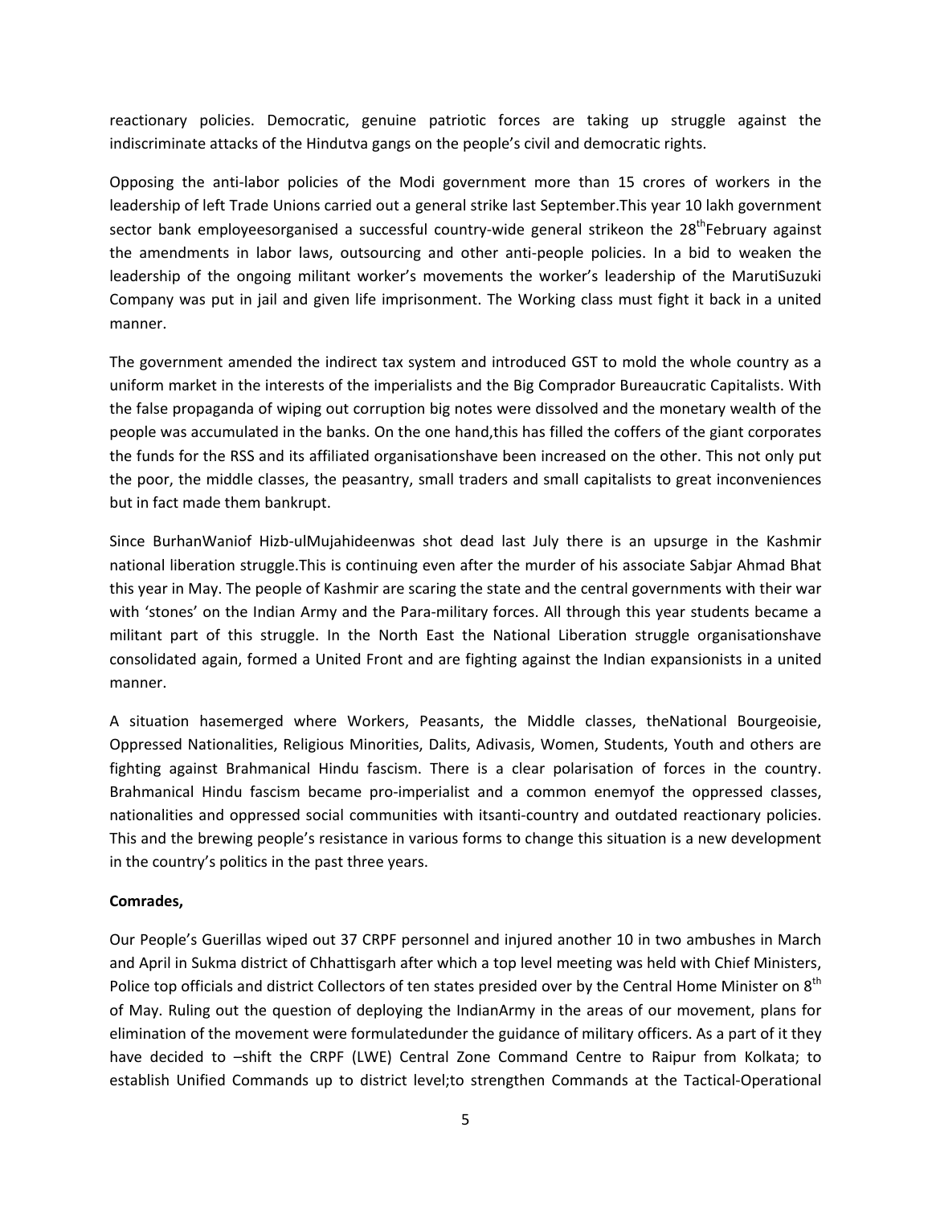reactionary policies. Democratic, genuine patriotic forces are taking up struggle against the indiscriminate attacks of the Hindutva gangs on the people's civil and democratic rights.

Opposing the anti-labor policies of the Modi government more than 15 crores of workers in the leadership of left Trade Unions carried out a general strike last September.This year 10 lakh government sector bank employeesorganised a successful country-wide general strikeon the 28thFebruary against the amendments in labor laws, outsourcing and other anti-people policies. In a bid to weaken the leadership of the ongoing militant worker's movements the worker's leadership of the MarutiSuzuki Company was put in jail and given life imprisonment. The Working class must fight it back in a united manner.

The government amended the indirect tax system and introduced GST to mold the whole country as a uniform market in the interests of the imperialists and the Big Comprador Bureaucratic Capitalists. With the false propaganda of wiping out corruption big notes were dissolved and the monetary wealth of the people was accumulated in the banks. On the one hand,this has filled the coffers of the giant corporates the funds for the RSS and its affiliated organisationshave been increased on the other. This not only put the poor, the middle classes, the peasantry, small traders and small capitalists to great inconveniences but in fact made them bankrupt.

Since BurhanWaniof Hizb-ulMujahideenwas shot dead last July there is an upsurge in the Kashmir national liberation struggle.This is continuing even after the murder of his associate Sabjar Ahmad Bhat this year in May. The people of Kashmir are scaring the state and the central governments with their war with 'stones' on the Indian Army and the Para-military forces. All through this year students became a militant part of this struggle. In the North East the National Liberation struggle organisationshave consolidated again, formed a United Front and are fighting against the Indian expansionists in a united manner.

A situation hasemerged where Workers, Peasants, the Middle classes, theNational Bourgeoisie, Oppressed Nationalities, Religious Minorities, Dalits, Adivasis, Women, Students, Youth and others are fighting against Brahmanical Hindu fascism. There is a clear polarisation of forces in the country. Brahmanical Hindu fascism became pro-imperialist and a common enemyof the oppressed classes, nationalities and oppressed social communities with itsanti-country and outdated reactionary policies. This and the brewing people's resistance in various forms to change this situation is a new development in the country's politics in the past three years.

**Comrades,**

Our People's Guerillas wiped out 37 CRPF personnel and injured another 10 in two ambushes in March and April in Sukma district of Chhattisgarh after which a top level meeting was held with Chief Ministers, Police top officials and district Collectors of ten states presided over by the Central Home Minister on 8th of May. Ruling out the question of deploying the IndianArmy in the areas of our movement, plans for elimination of the movement were formulatedunder the guidance of military officers. As a part of it they have decided to –shift the CRPF (LWE) Central Zone Command Centre to Raipur from Kolkata; to establish Unified Commands up to district level;to strengthen Commands at the Tactical-Operational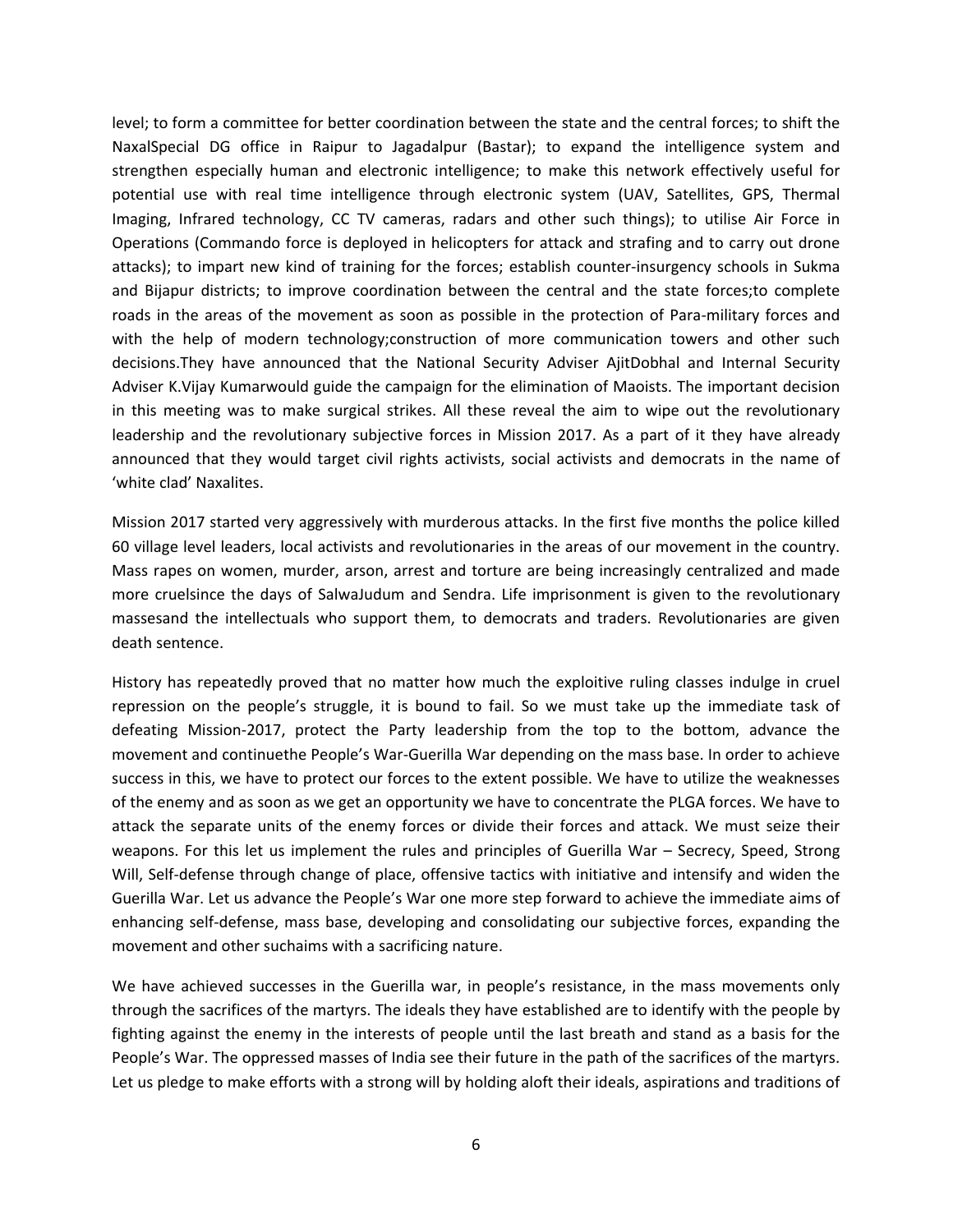level; to form a committee for better coordination between the state and the central forces; to shift the NaxalSpecial DG office in Raipur to Jagadalpur (Bastar); to expand the intelligence system and strengthen especially human and electronic intelligence; to make this network effectively useful for potential use with real time intelligence through electronic system (UAV, Satellites, GPS, Thermal Imaging, Infrared technology, CC TV cameras, radars and other such things); to utilise Air Force in Operations (Commando force is deployed in helicopters for attack and strafing and to carry out drone attacks); to impart new kind of training for the forces; establish counter-insurgency schools in Sukma and Bijapur districts; to improve coordination between the central and the state forces;to complete roads in the areas of the movement as soon as possible in the protection of Para-military forces and with the help of modern technology;construction of more communication towers and other such decisions.They have announced that the National Security Adviser AjitDobhal and Internal Security Adviser K.Vijay Kumarwould guide the campaign for the elimination of Maoists. The important decision in this meeting was to make surgical strikes. All these reveal the aim to wipe out the revolutionary leadership and the revolutionary subjective forces in Mission 2017. As a part of it they have already announced that they would target civil rights activists, social activists and democrats in the name of 'white clad' Naxalites.

Mission 2017 started very aggressively with murderous attacks. In the first five months the police killed 60 village level leaders, local activists and revolutionaries in the areas of our movement in the country. Mass rapes on women, murder, arson, arrest and torture are being increasingly centralized and made more cruelsince the days of SalwaJudum and Sendra. Life imprisonment is given to the revolutionary massesand the intellectuals who support them, to democrats and traders. Revolutionaries are given death sentence.

History has repeatedly proved that no matter how much the exploitive ruling classes indulge in cruel repression on the people's struggle, it is bound to fail. So we must take up the immediate task of defeating Mission-2017, protect the Party leadership from the top to the bottom, advance the movement and continuethe People's War-Guerilla War depending on the mass base. In order to achieve success in this, we have to protect our forces to the extent possible. We have to utilize the weaknesses of the enemy and as soon as we get an opportunity we have to concentrate the PLGA forces. We have to attack the separate units of the enemy forces or divide their forces and attack. We must seize their weapons. For this let us implement the rules and principles of Guerilla War – Secrecy, Speed, Strong Will, Self-defense through change of place, offensive tactics with initiative and intensify and widen the Guerilla War. Let us advance the People's War one more step forward to achieve the immediate aims of enhancing self-defense, mass base, developing and consolidating our subjective forces, expanding the movement and other suchaims with a sacrificing nature.

We have achieved successes in the Guerilla war, in people's resistance, in the mass movements only through the sacrifices of the martyrs. The ideals they have established are to identify with the people by fighting against the enemy in the interests of people until the last breath and stand as a basis for the People's War. The oppressed masses of India see their future in the path of the sacrifices of the martyrs. Let us pledge to make efforts with a strong will by holding aloft their ideals, aspirations and traditions of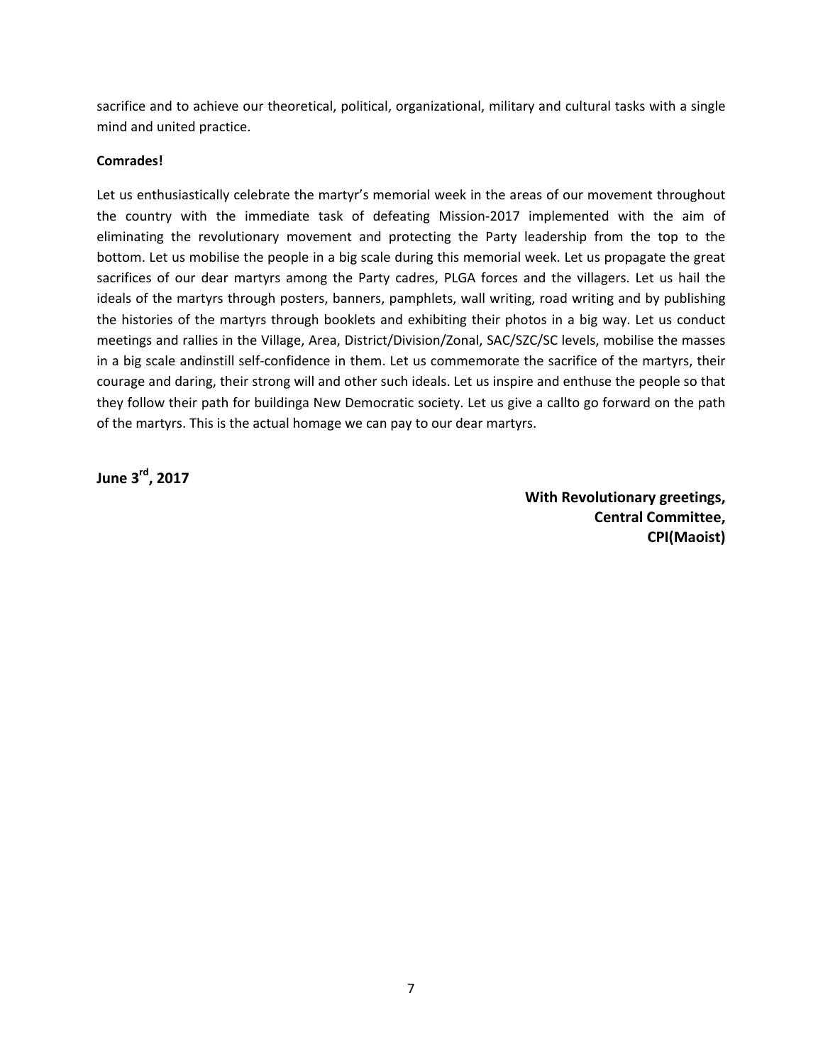sacrifice and to achieve our theoretical, political, organizational, military and cultural tasks with a single mind and united practice.

**Comrades!**

Let us enthusiastically celebrate the martyr's memorial week in the areas of our movement throughout the country with the immediate task of defeating Mission-2017 implemented with the aim of eliminating the revolutionary movement and protecting the Party leadership from the top to the bottom. Let us mobilise the people in a big scale during this memorial week. Let us propagate the great sacrifices of our dear martyrs among the Party cadres, PLGA forces and the villagers. Let us hail the ideals of the martyrs through posters, banners, pamphlets, wall writing, road writing and by publishing the histories of the martyrs through booklets and exhibiting their photos in a big way. Let us conduct meetings and rallies in the Village, Area, District/Division/Zonal, SAC/SZC/SC levels, mobilise the masses in a big scale andinstill self-confidence in them. Let us commemorate the sacrifice of the martyrs, their courage and daring, their strong will and other such ideals. Let us inspire and enthuse the people so that they follow their path for buildinga New Democratic society. Let us give a callto go forward on the path of the martyrs. This is the actual homage we can pay to our dear martyrs.

**June 3rd, 2017**

**With Revolutionary greetings,**
**Central Committee,**
**CPI(Maoist)**